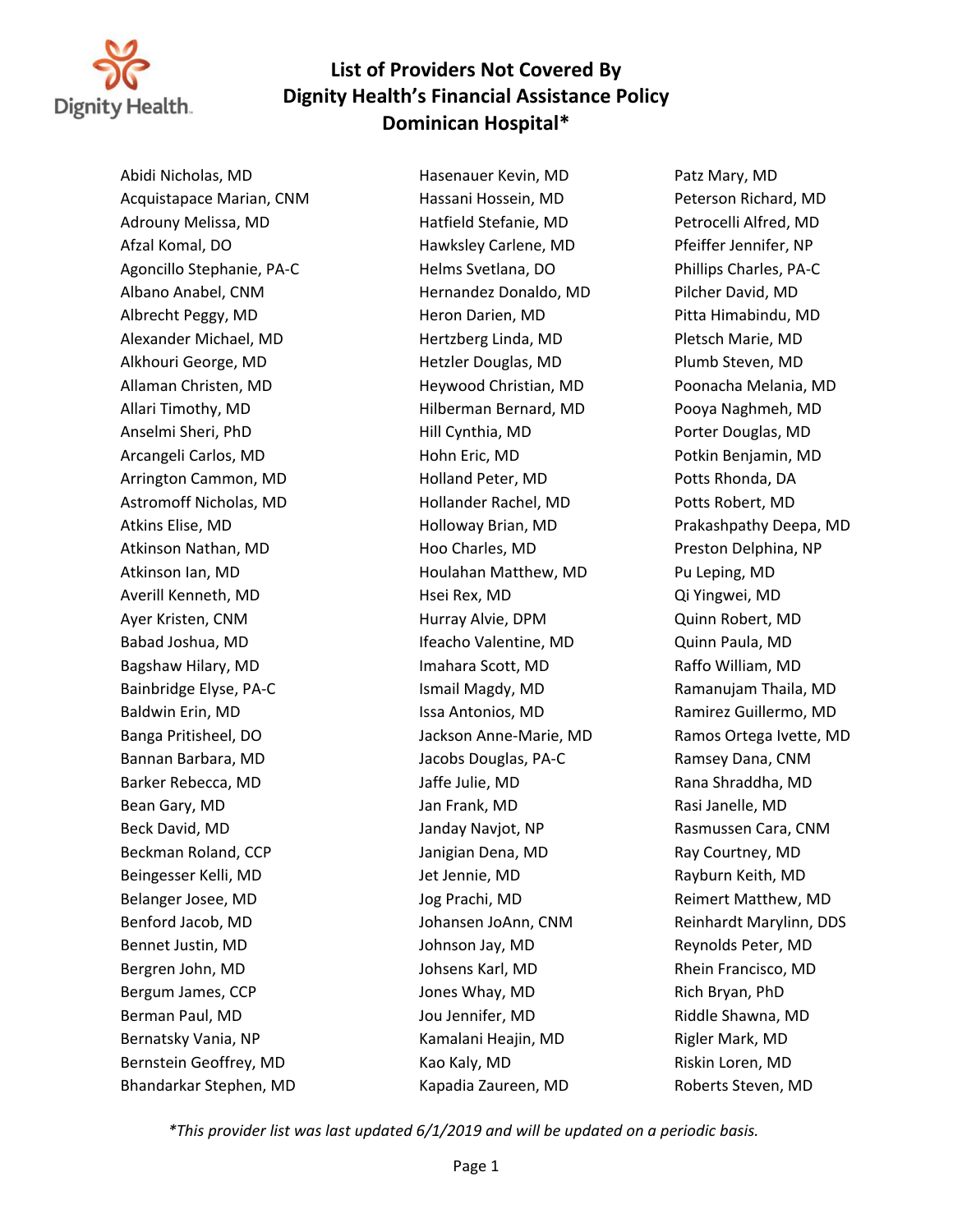# List of Providers Not Covered By Dignity Health's Financial Assistance Policy Dominican Hospital*

Abidi Nicholas, MD
Acquistapace Marian, CNM
Adrouny Melissa, MD
Afzal Komal, DO
Agoncillo Stephanie, PA-C
Albano Anabel, CNM
Albrecht Peggy, MD
Alexander Michael, MD
Alkhouri George, MD
Allaman Christen, MD
Allari Timothy, MD
Anselmi Sheri, PhD
Arcangeli Carlos, MD
Arrington Cammon, MD
Astromoff Nicholas, MD
Atkins Elise, MD
Atkinson Nathan, MD
Atkinson Ian, MD
Averill Kenneth, MD
Ayer Kristen, CNM
Babad Joshua, MD
Bagshaw Hilary, MD
Bainbridge Elyse, PA-C
Baldwin Erin, MD
Banga Pritisheel, DO
Bannan Barbara, MD
Barker Rebecca, MD
Bean Gary, MD
Beck David, MD
Beckman Roland, CCP
Beingesser Kelli, MD
Belanger Josee, MD
Benford Jacob, MD
Bennet Justin, MD
Bergren John, MD
Bergum James, CCP
Berman Paul, MD
Bernatsky Vania, NP
Bernstein Geoffrey, MD
Bhandarkar Stephen, MD
Hasenauer Kevin, MD
Hassani Hossein, MD
Hatfield Stefanie, MD
Hawksley Carlene, MD
Helms Svetlana, DO
Hernandez Donaldo, MD
Heron Darien, MD
Hertzberg Linda, MD
Hetzler Douglas, MD
Heywood Christian, MD
Hilberman Bernard, MD
Hill Cynthia, MD
Hohn Eric, MD
Holland Peter, MD
Hollander Rachel, MD
Holloway Brian, MD
Hoo Charles, MD
Houlahan Matthew, MD
Hsei Rex, MD
Hurray Alvie, DPM
Ifeacho Valentine, MD
Imahara Scott, MD
Ismail Magdy, MD
Issa Antonios, MD
Jackson Anne-Marie, MD
Jacobs Douglas, PA-C
Jaffe Julie, MD
Jan Frank, MD
Janday Navjot, NP
Janigian Dena, MD
Jet Jennie, MD
Jog Prachi, MD
Johansen JoAnn, CNM
Johnson Jay, MD
Johsens Karl, MD
Jones Whay, MD
Jou Jennifer, MD
Kamalani Heajin, MD
Kao Kaly, MD
Kapadia Zaureen, MD
Patz Mary, MD
Peterson Richard, MD
Petrocelli Alfred, MD
Pfeiffer Jennifer, NP
Phillips Charles, PA-C
Pilcher David, MD
Pitta Himabindu, MD
Pletsch Marie, MD
Plumb Steven, MD
Poonacha Melania, MD
Pooya Naghmeh, MD
Porter Douglas, MD
Potkin Benjamin, MD
Potts Rhonda, DA
Potts Robert, MD
Prakashpathy Deepa, MD
Preston Delphina, NP
Pu Leping, MD
Qi Yingwei, MD
Quinn Robert, MD
Quinn Paula, MD
Raffo William, MD
Ramanujam Thaila, MD
Ramirez Guillermo, MD
Ramos Ortega Ivette, MD
Ramsey Dana, CNM
Rana Shraddha, MD
Rasi Janelle, MD
Rasmussen Cara, CNM
Ray Courtney, MD
Rayburn Keith, MD
Reimert Matthew, MD
Reinhardt Marylinn, DDS
Reynolds Peter, MD
Rhein Francisco, MD
Rich Bryan, PhD
Riddle Shawna, MD
Rigler Mark, MD
Riskin Loren, MD
Roberts Steven, MD

*\*This provider list was last updated 6/1/2019 and will be updated on a periodic basis.*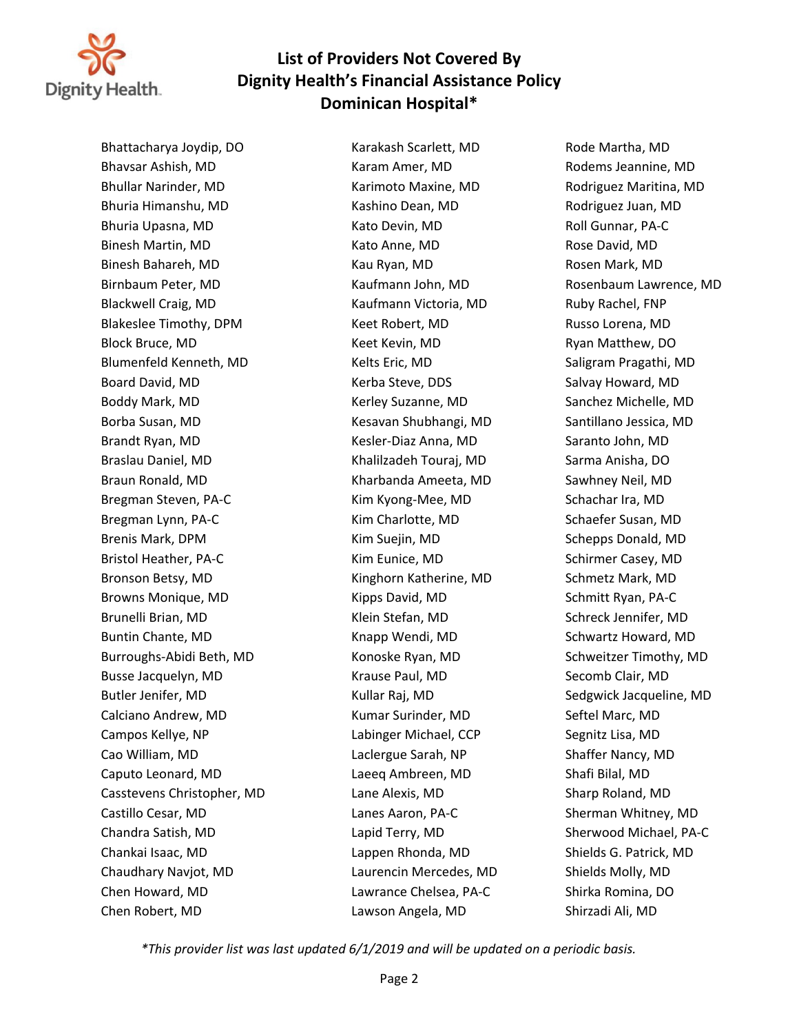# List of Providers Not Covered By Dignity Health's Financial Assistance Policy
# Dominican Hospital*

Bhattacharya Joydip, DO
Bhavsar Ashish, MD
Bhullar Narinder, MD
Bhuria Himanshu, MD
Bhuria Upasna, MD
Binesh Martin, MD
Binesh Bahareh, MD
Birnbaum Peter, MD
Blackwell Craig, MD
Blakeslee Timothy, DPM
Block Bruce, MD
Blumenfeld Kenneth, MD
Board David, MD
Boddy Mark, MD
Borba Susan, MD
Brandt Ryan, MD
Braslau Daniel, MD
Braun Ronald, MD
Bregman Steven, PA-C
Bregman Lynn, PA-C
Brenis Mark, DPM
Bristol Heather, PA-C
Bronson Betsy, MD
Browns Monique, MD
Brunelli Brian, MD
Buntin Chante, MD
Burroughs-Abidi Beth, MD
Busse Jacquelyn, MD
Butler Jenifer, MD
Calciano Andrew, MD
Campos Kellye, NP
Cao William, MD
Caputo Leonard, MD
Casstevens Christopher, MD
Castillo Cesar, MD
Chandra Satish, MD
Chankai Isaac, MD
Chaudhary Navjot, MD
Chen Howard, MD
Chen Robert, MD
Karakash Scarlett, MD
Karam Amer, MD
Karimoto Maxine, MD
Kashino Dean, MD
Kato Devin, MD
Kato Anne, MD
Kau Ryan, MD
Kaufmann John, MD
Kaufmann Victoria, MD
Keet Robert, MD
Keet Kevin, MD
Kelts Eric, MD
Kerba Steve, DDS
Kerley Suzanne, MD
Kesavan Shubhangi, MD
Kesler-Diaz Anna, MD
Khalilzadeh Touraj, MD
Kharbanda Ameeta, MD
Kim Kyong-Mee, MD
Kim Charlotte, MD
Kim Suejin, MD
Kim Eunice, MD
Kinghorn Katherine, MD
Kipps David, MD
Klein Stefan, MD
Knapp Wendi, MD
Konoske Ryan, MD
Krause Paul, MD
Kullar Raj, MD
Kumar Surinder, MD
Labinger Michael, CCP
Laclergue Sarah, NP
Laeeq Ambreen, MD
Lane Alexis, MD
Lanes Aaron, PA-C
Lapid Terry, MD
Lappen Rhonda, MD
Laurencin Mercedes, MD
Lawrance Chelsea, PA-C
Lawson Angela, MD
Rode Martha, MD
Rodems Jeannine, MD
Rodriguez Maritina, MD
Rodriguez Juan, MD
Roll Gunnar, PA-C
Rose David, MD
Rosen Mark, MD
Rosenbaum Lawrence, MD
Ruby Rachel, FNP
Russo Lorena, MD
Ryan Matthew, DO
Saligram Pragathi, MD
Salvay Howard, MD
Sanchez Michelle, MD
Santillano Jessica, MD
Saranto John, MD
Sarma Anisha, DO
Sawhney Neil, MD
Schachar Ira, MD
Schaefer Susan, MD
Schepps Donald, MD
Schirmer Casey, MD
Schmetz Mark, MD
Schmitt Ryan, PA-C
Schreck Jennifer, MD
Schwartz Howard, MD
Schweitzer Timothy, MD
Secomb Clair, MD
Sedgwick Jacqueline, MD
Seftel Marc, MD
Segnitz Lisa, MD
Shaffer Nancy, MD
Shafi Bilal, MD
Sharp Roland, MD
Sherman Whitney, MD
Sherwood Michael, PA-C
Shields G. Patrick, MD
Shields Molly, MD
Shirka Romina, DO
Shirzadi Ali, MD

*This provider list was last updated 6/1/2019 and will be updated on a periodic basis.*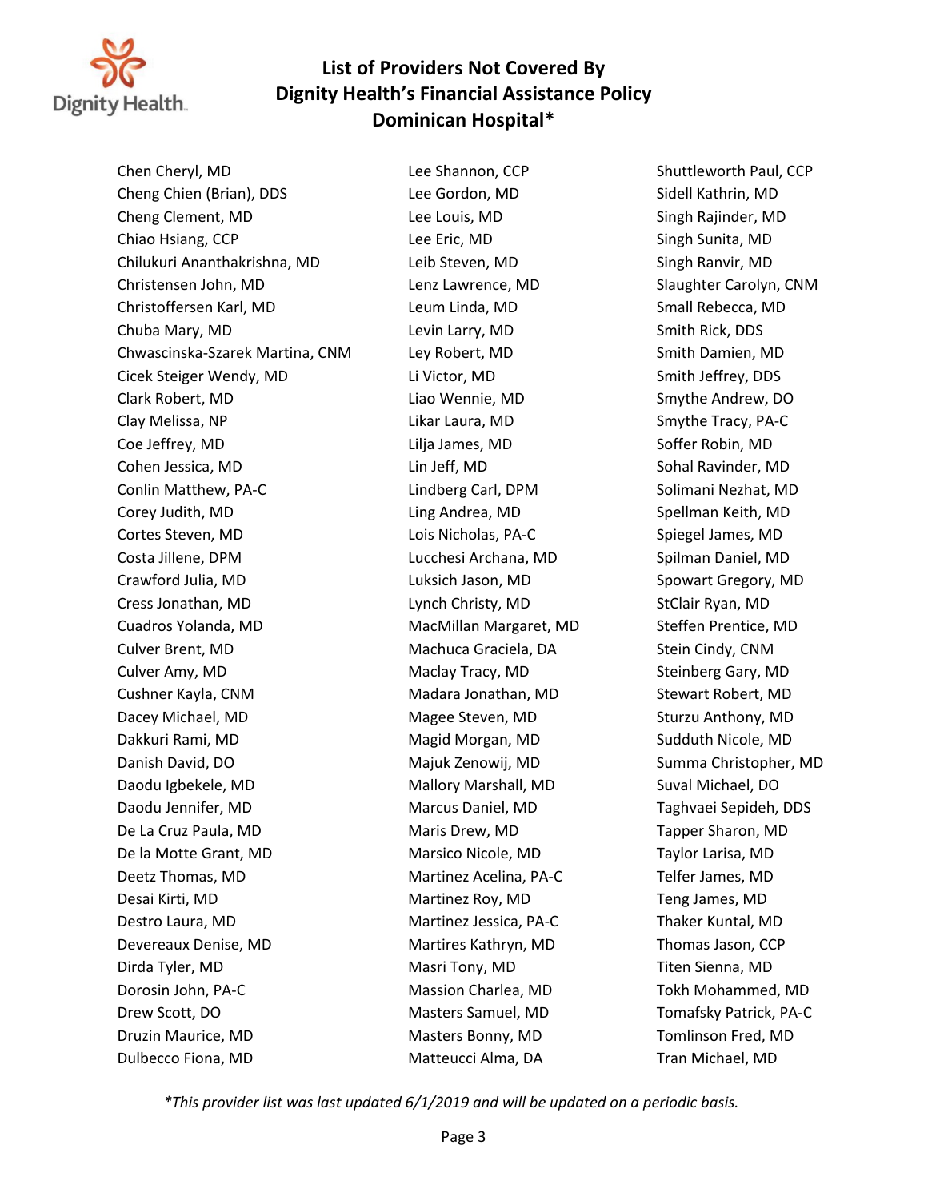# List of Providers Not Covered By Dignity Health's Financial Assistance Policy Dominican Hospital*

Chen Cheryl, MD
Cheng Chien (Brian), DDS
Cheng Clement, MD
Chiao Hsiang, CCP
Chilukuri Ananthakrishna, MD
Christensen John, MD
Christoffersen Karl, MD
Chuba Mary, MD
Chwascinska-Szarek Martina, CNM
Cicek Steiger Wendy, MD
Clark Robert, MD
Clay Melissa, NP
Coe Jeffrey, MD
Cohen Jessica, MD
Conlin Matthew, PA-C
Corey Judith, MD
Cortes Steven, MD
Costa Jillene, DPM
Crawford Julia, MD
Cress Jonathan, MD
Cuadros Yolanda, MD
Culver Brent, MD
Culver Amy, MD
Cushner Kayla, CNM
Dacey Michael, MD
Dakkuri Rami, MD
Danish David, DO
Daodu Igbekele, MD
Daodu Jennifer, MD
De La Cruz Paula, MD
De la Motte Grant, MD
Deetz Thomas, MD
Desai Kirti, MD
Destro Laura, MD
Devereaux Denise, MD
Dirda Tyler, MD
Dorosin John, PA-C
Drew Scott, DO
Druzin Maurice, MD
Dulbecco Fiona, MD
Lee Shannon, CCP
Lee Gordon, MD
Lee Louis, MD
Lee Eric, MD
Leib Steven, MD
Lenz Lawrence, MD
Leum Linda, MD
Levin Larry, MD
Ley Robert, MD
Li Victor, MD
Liao Wennie, MD
Likar Laura, MD
Lilja James, MD
Lin Jeff, MD
Lindberg Carl, DPM
Ling Andrea, MD
Lois Nicholas, PA-C
Lucchesi Archana, MD
Luksich Jason, MD
Lynch Christy, MD
MacMillan Margaret, MD
Machuca Graciela, DA
Maclay Tracy, MD
Madara Jonathan, MD
Magee Steven, MD
Magid Morgan, MD
Majuk Zenowij, MD
Mallory Marshall, MD
Marcus Daniel, MD
Maris Drew, MD
Marsico Nicole, MD
Martinez Acelina, PA-C
Martinez Roy, MD
Martinez Jessica, PA-C
Martires Kathryn, MD
Masri Tony, MD
Massion Charlea, MD
Masters Samuel, MD
Masters Bonny, MD
Matteucci Alma, DA
Shuttleworth Paul, CCP
Sidell Kathrin, MD
Singh Rajinder, MD
Singh Sunita, MD
Singh Ranvir, MD
Slaughter Carolyn, CNM
Small Rebecca, MD
Smith Rick, DDS
Smith Damien, MD
Smith Jeffrey, DDS
Smythe Andrew, DO
Smythe Tracy, PA-C
Soffer Robin, MD
Sohal Ravinder, MD
Solimani Nezhat, MD
Spellman Keith, MD
Spiegel James, MD
Spilman Daniel, MD
Spowart Gregory, MD
StClair Ryan, MD
Steffen Prentice, MD
Stein Cindy, CNM
Steinberg Gary, MD
Stewart Robert, MD
Sturzu Anthony, MD
Sudduth Nicole, MD
Summa Christopher, MD
Suval Michael, DO
Taghvaei Sepideh, DDS
Tapper Sharon, MD
Taylor Larisa, MD
Telfer James, MD
Teng James, MD
Thaker Kuntal, MD
Thomas Jason, CCP
Titen Sienna, MD
Tokh Mohammed, MD
Tomafsky Patrick, PA-C
Tomlinson Fred, MD
Tran Michael, MD

*\*This provider list was last updated 6/1/2019 and will be updated on a periodic basis.*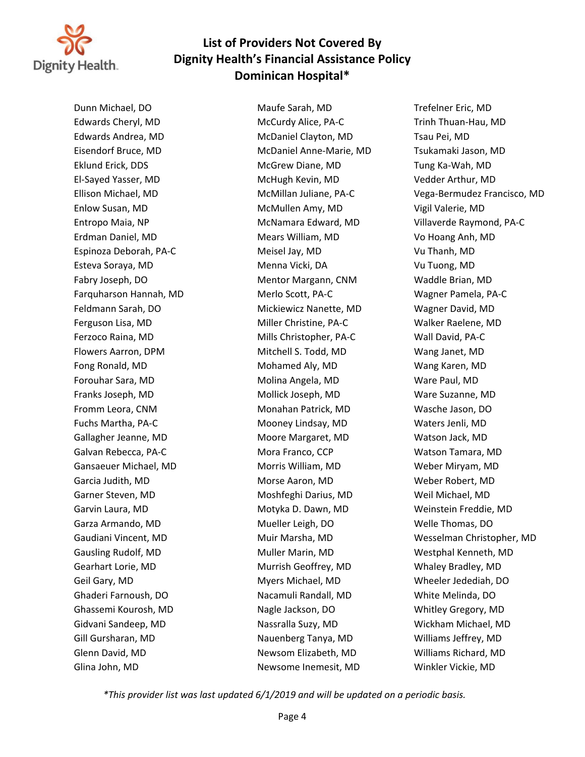# List of Providers Not Covered By Dignity Health's Financial Assistance Policy Dominican Hospital*

Dunn Michael, DO
Edwards Cheryl, MD
Edwards Andrea, MD
Eisendorf Bruce, MD
Eklund Erick, DDS
El-Sayed Yasser, MD
Ellison Michael, MD
Enlow Susan, MD
Entropo Maia, NP
Erdman Daniel, MD
Espinoza Deborah, PA-C
Esteva Soraya, MD
Fabry Joseph, DO
Farquharson Hannah, MD
Feldmann Sarah, DO
Ferguson Lisa, MD
Ferzoco Raina, MD
Flowers Aarron, DPM
Fong Ronald, MD
Forouhar Sara, MD
Franks Joseph, MD
Fromm Leora, CNM
Fuchs Martha, PA-C
Gallagher Jeanne, MD
Galvan Rebecca, PA-C
Gansaeuer Michael, MD
Garcia Judith, MD
Garner Steven, MD
Garvin Laura, MD
Garza Armando, MD
Gaudiani Vincent, MD
Gausling Rudolf, MD
Gearhart Lorie, MD
Geil Gary, MD
Ghaderi Farnoush, DO
Ghassemi Kourosh, MD
Gidvani Sandeep, MD
Gill Gursharan, MD
Glenn David, MD
Glina John, MD
Maufe Sarah, MD
McCurdy Alice, PA-C
McDaniel Clayton, MD
McDaniel Anne-Marie, MD
McGrew Diane, MD
McHugh Kevin, MD
McMillan Juliane, PA-C
McMullen Amy, MD
McNamara Edward, MD
Mears William, MD
Meisel Jay, MD
Menna Vicki, DA
Mentor Margann, CNM
Merlo Scott, PA-C
Mickiewicz Nanette, MD
Miller Christine, PA-C
Mills Christopher, PA-C
Mitchell S. Todd, MD
Mohamed Aly, MD
Molina Angela, MD
Mollick Joseph, MD
Monahan Patrick, MD
Mooney Lindsay, MD
Moore Margaret, MD
Mora Franco, CCP
Morris William, MD
Morse Aaron, MD
Moshfeghi Darius, MD
Motyka D. Dawn, MD
Mueller Leigh, DO
Muir Marsha, MD
Muller Marin, MD
Murrish Geoffrey, MD
Myers Michael, MD
Nacamuli Randall, MD
Nagle Jackson, DO
Nassralla Suzy, MD
Nauenberg Tanya, MD
Newsom Elizabeth, MD
Newsome Inemesit, MD
Trefelner Eric, MD
Trinh Thuan-Hau, MD
Tsau Pei, MD
Tsukamaki Jason, MD
Tung Ka-Wah, MD
Vedder Arthur, MD
Vega-Bermudez Francisco, MD
Vigil Valerie, MD
Villaverde Raymond, PA-C
Vo Hoang Anh, MD
Vu Thanh, MD
Vu Tuong, MD
Waddle Brian, MD
Wagner Pamela, PA-C
Wagner David, MD
Walker Raelene, MD
Wall David, PA-C
Wang Janet, MD
Wang Karen, MD
Ware Paul, MD
Ware Suzanne, MD
Wasche Jason, DO
Waters Jenli, MD
Watson Jack, MD
Watson Tamara, MD
Weber Miryam, MD
Weber Robert, MD
Weil Michael, MD
Weinstein Freddie, MD
Welle Thomas, DO
Wesselman Christopher, MD
Westphal Kenneth, MD
Whaley Bradley, MD
Wheeler Jedediah, DO
White Melinda, DO
Whitley Gregory, MD
Wickham Michael, MD
Williams Jeffrey, MD
Williams Richard, MD
Winkler Vickie, MD

*\*This provider list was last updated 6/1/2019 and will be updated on a periodic basis.*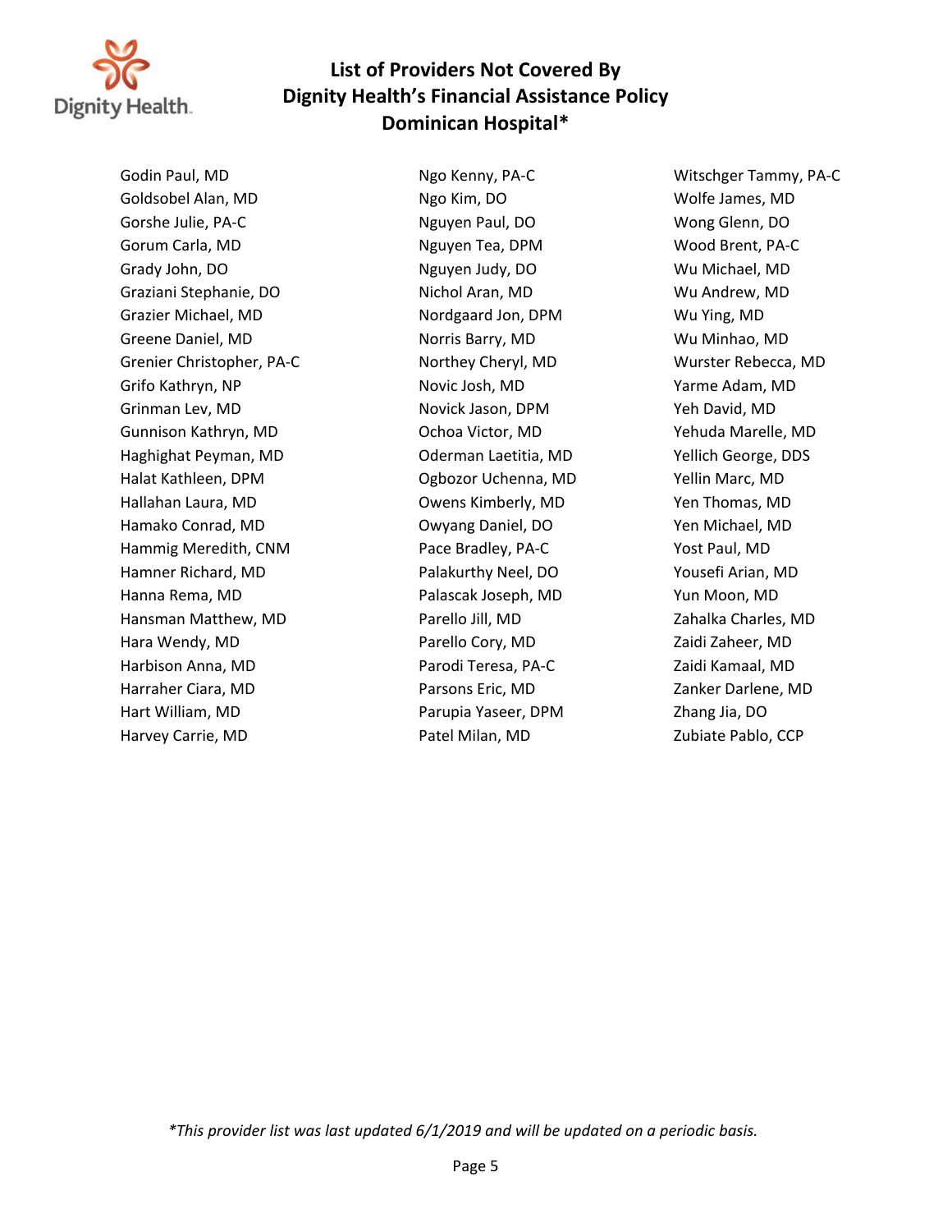# List of Providers Not Covered By Dignity Health's Financial Assistance Policy Dominican Hospital*

Godin Paul, MD
Goldsobel Alan, MD
Gorshe Julie, PA-C
Gorum Carla, MD
Grady John, DO
Graziani Stephanie, DO
Grazier Michael, MD
Greene Daniel, MD
Grenier Christopher, PA-C
Grifo Kathryn, NP
Grinman Lev, MD
Gunnison Kathryn, MD
Haghighat Peyman, MD
Halat Kathleen, DPM
Hallahan Laura, MD
Hamako Conrad, MD
Hammig Meredith, CNM
Hamner Richard, MD
Hanna Rema, MD
Hansman Matthew, MD
Hara Wendy, MD
Harbison Anna, MD
Harraher Ciara, MD
Hart William, MD
Harvey Carrie, MD
Ngo Kenny, PA-C
Ngo Kim, DO
Nguyen Paul, DO
Nguyen Tea, DPM
Nguyen Judy, DO
Nichol Aran, MD
Nordgaard Jon, DPM
Norris Barry, MD
Northey Cheryl, MD
Novic Josh, MD
Novick Jason, DPM
Ochoa Victor, MD
Oderman Laetitia, MD
Ogbozor Uchenna, MD
Owens Kimberly, MD
Owyang Daniel, DO
Pace Bradley, PA-C
Palakurthy Neel, DO
Palascak Joseph, MD
Parello Jill, MD
Parello Cory, MD
Parodi Teresa, PA-C
Parsons Eric, MD
Parupia Yaseer, DPM
Patel Milan, MD
Witschger Tammy, PA-C
Wolfe James, MD
Wong Glenn, DO
Wood Brent, PA-C
Wu Michael, MD
Wu Andrew, MD
Wu Ying, MD
Wu Minhao, MD
Wurster Rebecca, MD
Yarme Adam, MD
Yeh David, MD
Yehuda Marelle, MD
Yellich George, DDS
Yellin Marc, MD
Yen Thomas, MD
Yen Michael, MD
Yost Paul, MD
Yousefi Arian, MD
Yun Moon, MD
Zahalka Charles, MD
Zaidi Zaheer, MD
Zaidi Kamaal, MD
Zanker Darlene, MD
Zhang Jia, DO
Zubiate Pablo, CCP

*\*This provider list was last updated 6/1/2019 and will be updated on a periodic basis.*